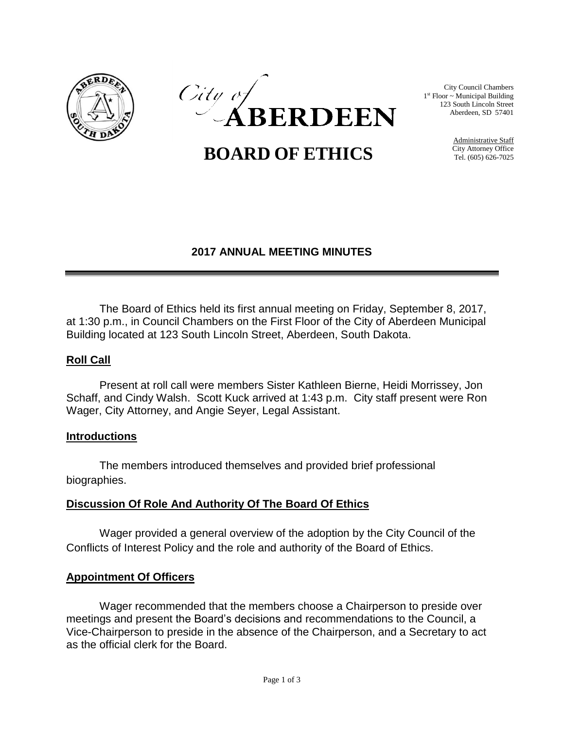City of ABERDEEN

City Council Chambers
1st Floor ~ Municipal Building
123 South Lincoln Street
Aberdeen, SD 57401

Administrative Staff
City Attorney Office
Tel. (605) 626-7025

# BOARD OF ETHICS

## 2017 ANNUAL MEETING MINUTES

The Board of Ethics held its first annual meeting on Friday, September 8, 2017, at 1:30 p.m., in Council Chambers on the First Floor of the City of Aberdeen Municipal Building located at 123 South Lincoln Street, Aberdeen, South Dakota.

### Roll Call

Present at roll call were members Sister Kathleen Bierne, Heidi Morrissey, Jon Schaff, and Cindy Walsh. Scott Kuck arrived at 1:43 p.m. City staff present were Ron Wager, City Attorney, and Angie Seyer, Legal Assistant.

### Introductions

The members introduced themselves and provided brief professional biographies.

### Discussion Of Role And Authority Of The Board Of Ethics

Wager provided a general overview of the adoption by the City Council of the Conflicts of Interest Policy and the role and authority of the Board of Ethics.

### Appointment Of Officers

Wager recommended that the members choose a Chairperson to preside over meetings and present the Board's decisions and recommendations to the Council, a Vice-Chairperson to preside in the absence of the Chairperson, and a Secretary to act as the official clerk for the Board.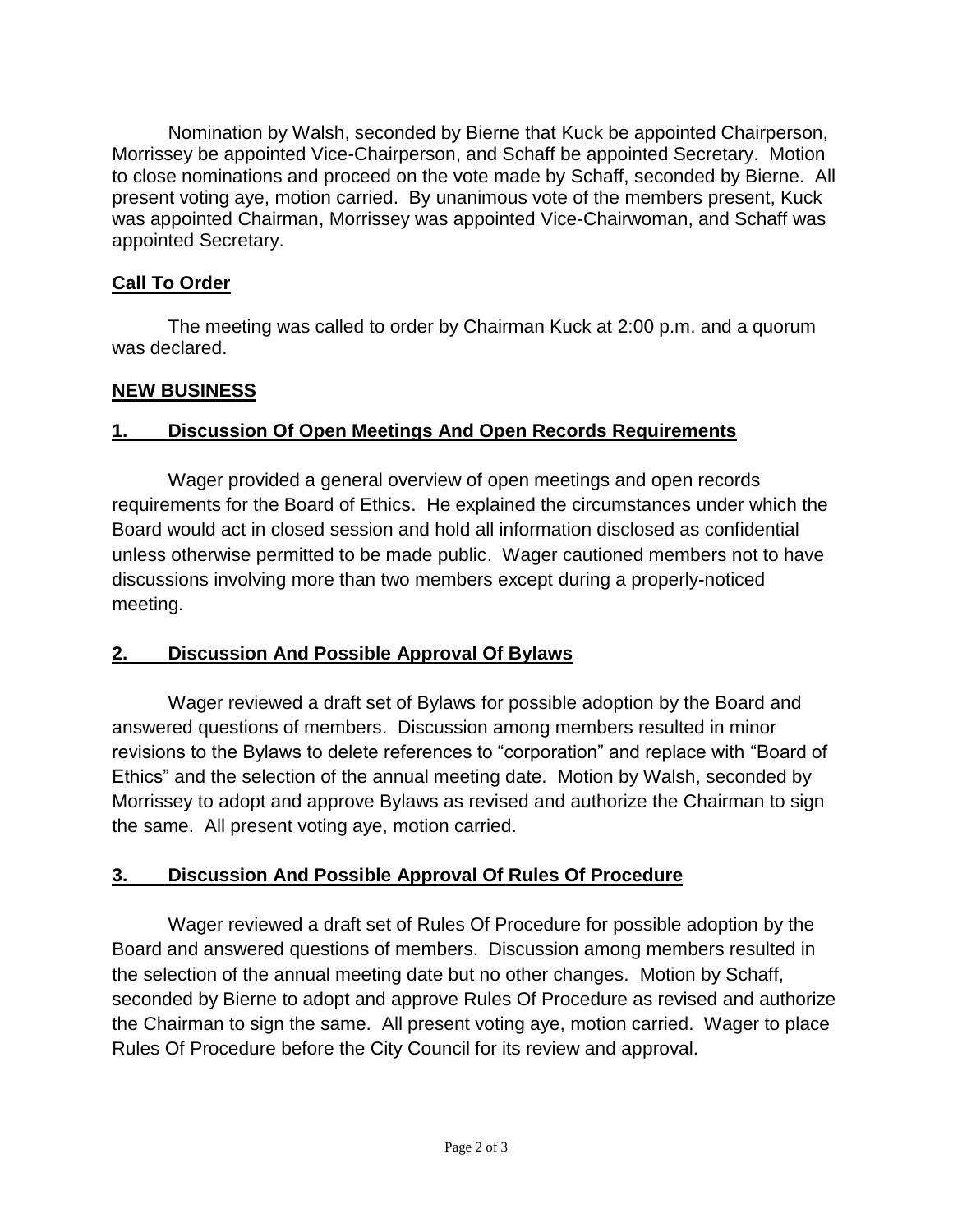Nomination by Walsh, seconded by Bierne that Kuck be appointed Chairperson, Morrissey be appointed Vice-Chairperson, and Schaff be appointed Secretary. Motion to close nominations and proceed on the vote made by Schaff, seconded by Bierne. All present voting aye, motion carried. By unanimous vote of the members present, Kuck was appointed Chairman, Morrissey was appointed Vice-Chairwoman, and Schaff was appointed Secretary.

## **Call To Order**

The meeting was called to order by Chairman Kuck at 2:00 p.m. and a quorum was declared.

## **NEW BUSINESS**

### **1. Discussion Of Open Meetings And Open Records Requirements**

Wager provided a general overview of open meetings and open records requirements for the Board of Ethics. He explained the circumstances under which the Board would act in closed session and hold all information disclosed as confidential unless otherwise permitted to be made public. Wager cautioned members not to have discussions involving more than two members except during a properly-noticed meeting.

### **2. Discussion And Possible Approval Of Bylaws**

Wager reviewed a draft set of Bylaws for possible adoption by the Board and answered questions of members. Discussion among members resulted in minor revisions to the Bylaws to delete references to "corporation" and replace with "Board of Ethics" and the selection of the annual meeting date. Motion by Walsh, seconded by Morrissey to adopt and approve Bylaws as revised and authorize the Chairman to sign the same. All present voting aye, motion carried.

### **3. Discussion And Possible Approval Of Rules Of Procedure**

Wager reviewed a draft set of Rules Of Procedure for possible adoption by the Board and answered questions of members. Discussion among members resulted in the selection of the annual meeting date but no other changes. Motion by Schaff, seconded by Bierne to adopt and approve Rules Of Procedure as revised and authorize the Chairman to sign the same. All present voting aye, motion carried. Wager to place Rules Of Procedure before the City Council for its review and approval.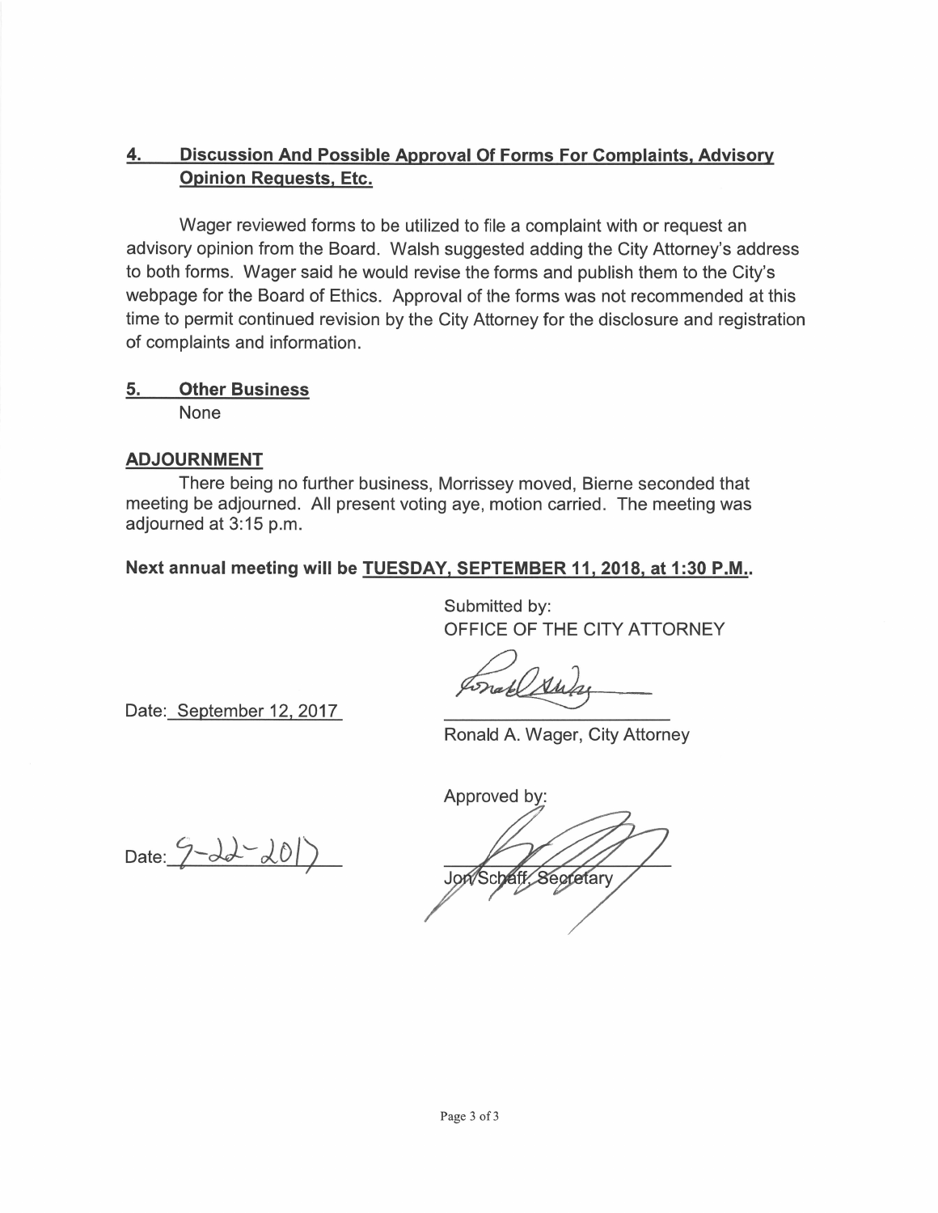## 4. Discussion And Possible Approval Of Forms For Complaints, Advisory Opinion Requests, Etc.

Wager reviewed forms to be utilized to file a complaint with or request an advisory opinion from the Board. Walsh suggested adding the City Attorney's address to both forms. Wager said he would revise the forms and publish them to the City's webpage for the Board of Ethics. Approval of the forms was not recommended at this time to permit continued revision by the City Attorney for the disclosure and registration of complaints and information.

## 5. Other Business

None

## ADJOURNMENT

There being no further business, Morrissey moved, Bierne seconded that meeting be adjourned. All present voting aye, motion carried. The meeting was adjourned at 3:15 p.m.

**Next annual meeting will be TUESDAY, SEPTEMBER 11, 2018, at 1:30 P.M..**

Submitted by:
OFFICE OF THE CITY ATTORNEY

Date: September 12, 2017

Ronald A. Wager, City Attorney

Approved by:

Date: 9-22-2017

Jon Schaff, Secretary